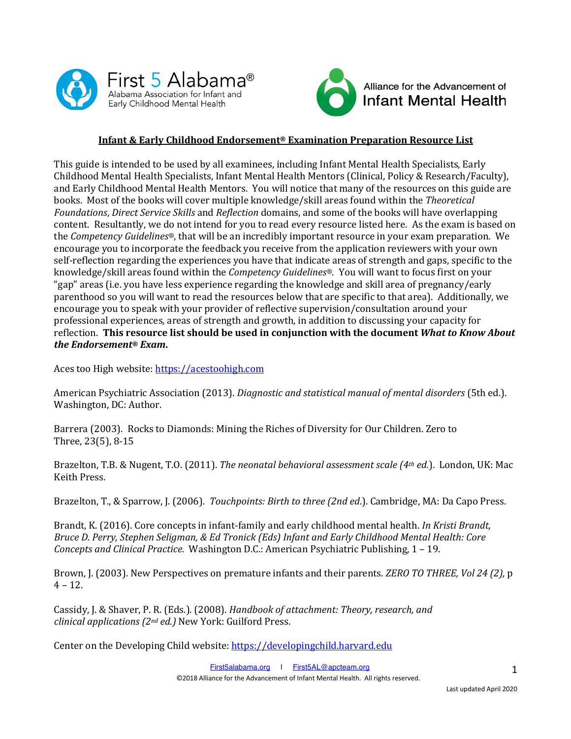First 5 Alabama®
Alabama Association for Infant and Early Childhood Mental Health

Alliance for the Advancement of Infant Mental Health

## Infant & Early Childhood Endorsement® Examination Preparation Resource List

This guide is intended to be used by all examinees, including Infant Mental Health Specialists, Early Childhood Mental Health Specialists, Infant Mental Health Mentors (Clinical, Policy & Research/Faculty), and Early Childhood Mental Health Mentors. You will notice that many of the resources on this guide are books. Most of the books will cover multiple knowledge/skill areas found within the *Theoretical Foundations*, *Direct Service Skills* and *Reflection* domains, and some of the books will have overlapping content. Resultantly, we do not intend for you to read every resource listed here. As the exam is based on the *Competency Guidelines*®, that will be an incredibly important resource in your exam preparation. We encourage you to incorporate the feedback you receive from the application reviewers with your own self-reflection regarding the experiences you have that indicate areas of strength and gaps, specific to the knowledge/skill areas found within the *Competency Guidelines*®. You will want to focus first on your "gap" areas (i.e. you have less experience regarding the knowledge and skill area of pregnancy/early parenthood so you will want to read the resources below that are specific to that area). Additionally, we encourage you to speak with your provider of reflective supervision/consultation around your professional experiences, areas of strength and growth, in addition to discussing your capacity for reflection. **This resource list should be used in conjunction with the document *What to Know About the Endorsement® Exam*.**

Aces too High website: https://acestoohigh.com

American Psychiatric Association (2013). *Diagnostic and statistical manual of mental disorders* (5th ed.). Washington, DC: Author.

Barrera (2003). Rocks to Diamonds: Mining the Riches of Diversity for Our Children. Zero to Three, 23(5), 8-15

Brazelton, T.B. & Nugent, T.O. (2011). *The neonatal behavioral assessment scale (4th ed.)*. London, UK: Mac Keith Press.

Brazelton, T., & Sparrow, J. (2006). *Touchpoints: Birth to three (2nd ed.)*. Cambridge, MA: Da Capo Press.

Brandt, K. (2016). Core concepts in infant-family and early childhood mental health. *In Kristi Brandt, Bruce D. Perry, Stephen Seligman, & Ed Tronick (Eds) Infant and Early Childhood Mental Health: Core Concepts and Clinical Practice.* Washington D.C.: American Psychiatric Publishing, 1 – 19.

Brown, J. (2003). New Perspectives on premature infants and their parents. *ZERO TO THREE, Vol 24 (2),* p 4 – 12.

Cassidy, J. & Shaver, P. R. (Eds.). (2008). *Handbook of attachment: Theory, research, and clinical applications (2nd ed.)* New York: Guilford Press.

Center on the Developing Child website: https://developingchild.harvard.edu

First5alabama.org | First5AL@apcteam.org

©2018 Alliance for the Advancement of Infant Mental Health. All rights reserved.

Last updated April 2020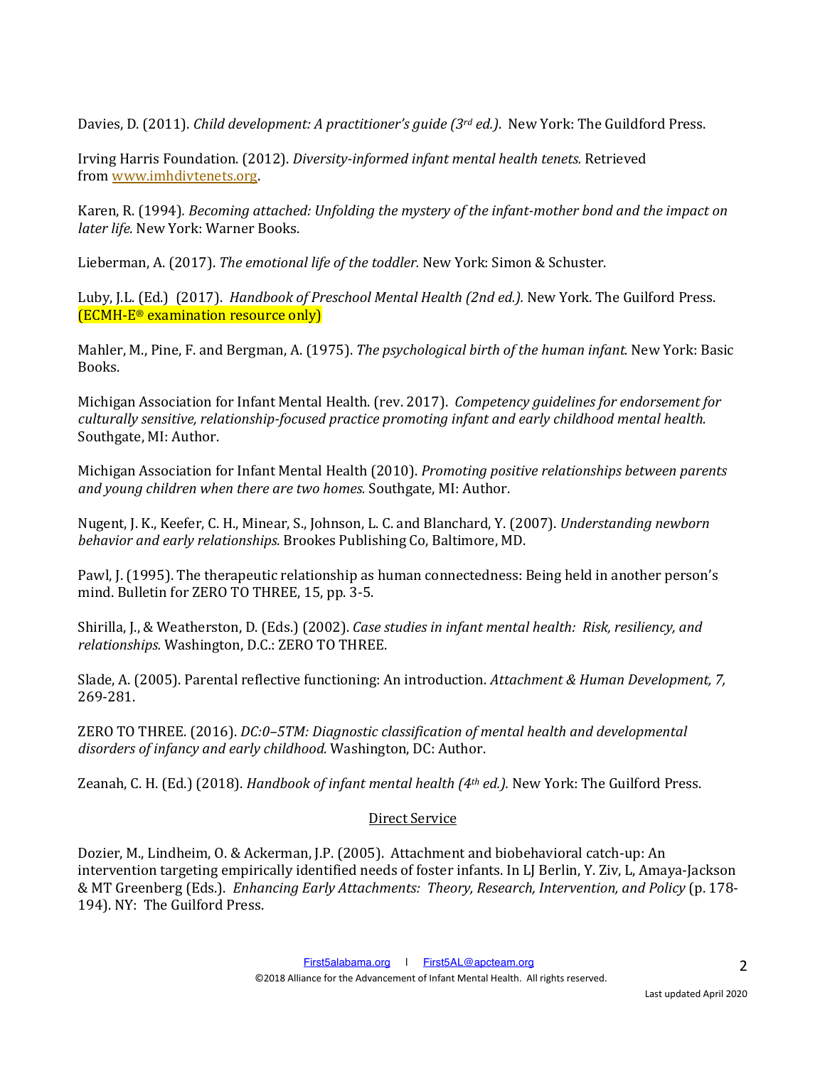Davies, D. (2011). *Child development: A practitioner's guide (3rd ed.)*. New York: The Guildford Press.

Irving Harris Foundation. (2012). *Diversity-informed infant mental health tenets.* Retrieved from www.imhdivtenets.org.

Karen, R. (1994). *Becoming attached: Unfolding the mystery of the infant-mother bond and the impact on later life.* New York: Warner Books.

Lieberman, A. (2017). *The emotional life of the toddler.* New York: Simon & Schuster.

Luby, J.L. (Ed.) (2017). *Handbook of Preschool Mental Health (2nd ed.).* New York. The Guilford Press. (ECMH-E® examination resource only)

Mahler, M., Pine, F. and Bergman, A. (1975). *The psychological birth of the human infant.* New York: Basic Books.

Michigan Association for Infant Mental Health. (rev. 2017). *Competency guidelines for endorsement for culturally sensitive, relationship-focused practice promoting infant and early childhood mental health.* Southgate, MI: Author.

Michigan Association for Infant Mental Health (2010). *Promoting positive relationships between parents and young children when there are two homes.* Southgate, MI: Author.

Nugent, J. K., Keefer, C. H., Minear, S., Johnson, L. C. and Blanchard, Y. (2007). *Understanding newborn behavior and early relationships.* Brookes Publishing Co, Baltimore, MD.

Pawl, J. (1995). The therapeutic relationship as human connectedness: Being held in another person's mind. Bulletin for ZERO TO THREE, 15, pp. 3-5.

Shirilla, J., & Weatherston, D. (Eds.) (2002). *Case studies in infant mental health: Risk, resiliency, and relationships.* Washington, D.C.: ZERO TO THREE.

Slade, A. (2005). Parental reflective functioning: An introduction. *Attachment & Human Development, 7,* 269-281.

ZERO TO THREE. (2016). *DC:0–5TM: Diagnostic classification of mental health and developmental disorders of infancy and early childhood.* Washington, DC: Author.

Zeanah, C. H. (Ed.) (2018). *Handbook of infant mental health (4th ed.).* New York: The Guilford Press.

## Direct Service

Dozier, M., Lindheim, O. & Ackerman, J.P. (2005). Attachment and biobehavioral catch-up: An intervention targeting empirically identified needs of foster infants. In LJ Berlin, Y. Ziv, L, Amaya-Jackson & MT Greenberg (Eds.). *Enhancing Early Attachments: Theory, Research, Intervention, and Policy* (p. 178-194). NY: The Guilford Press.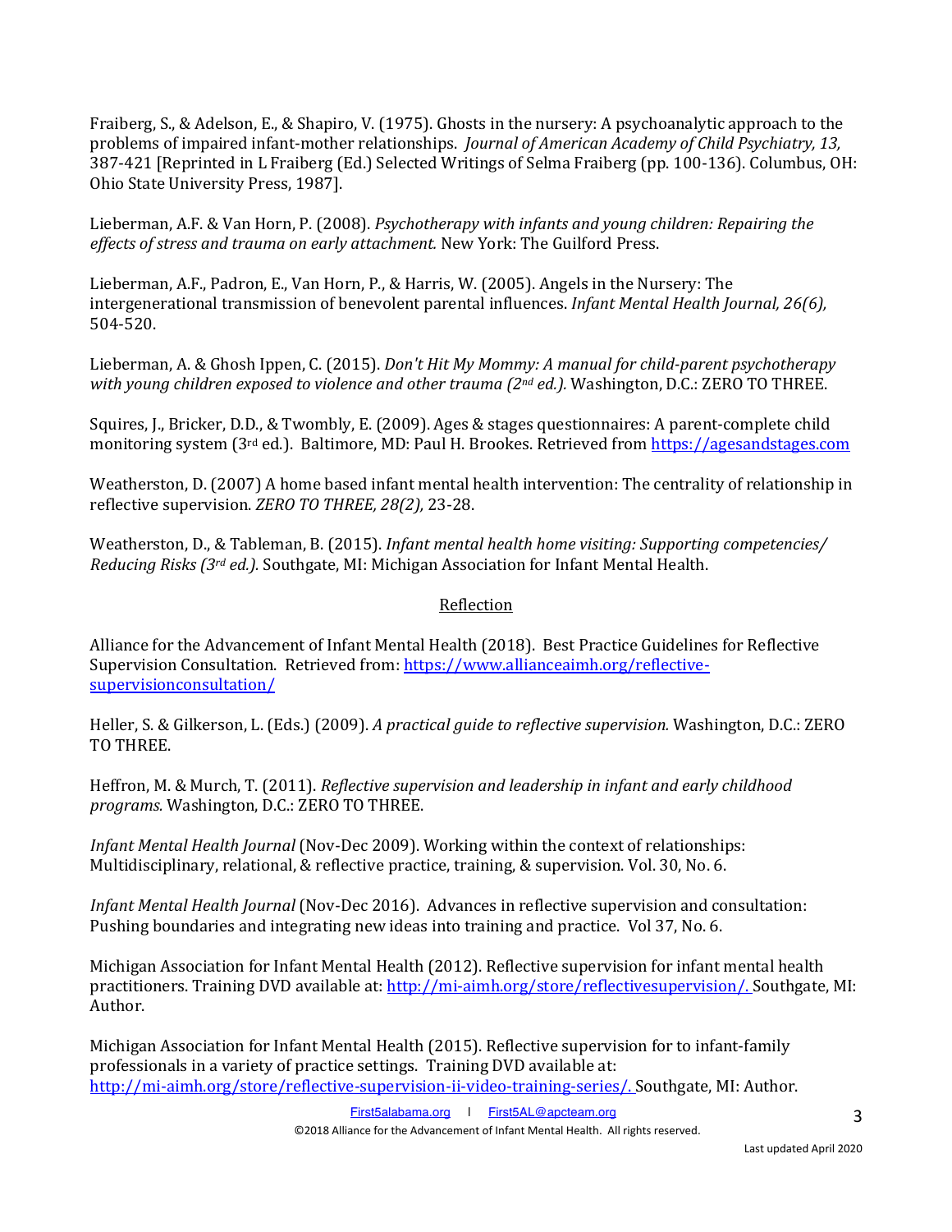Fraiberg, S., & Adelson, E., & Shapiro, V. (1975). Ghosts in the nursery: A psychoanalytic approach to the problems of impaired infant-mother relationships. *Journal of American Academy of Child Psychiatry, 13,* 387-421 [Reprinted in L Fraiberg (Ed.) Selected Writings of Selma Fraiberg (pp. 100-136). Columbus, OH: Ohio State University Press, 1987].

Lieberman, A.F. & Van Horn, P. (2008). *Psychotherapy with infants and young children: Repairing the effects of stress and trauma on early attachment.* New York: The Guilford Press.

Lieberman, A.F., Padron, E., Van Horn, P., & Harris, W. (2005). Angels in the Nursery: The intergenerational transmission of benevolent parental influences. *Infant Mental Health Journal, 26(6),* 504-520.

Lieberman, A. & Ghosh Ippen, C. (2015). *Don't Hit My Mommy: A manual for child-parent psychotherapy with young children exposed to violence and other trauma (2nd ed.).* Washington, D.C.: ZERO TO THREE.

Squires, J., Bricker, D.D., & Twombly, E. (2009). Ages & stages questionnaires: A parent-complete child monitoring system (3rd ed.). Baltimore, MD: Paul H. Brookes. Retrieved from [https://agesandstages.com](https://agesandstages.com)

Weatherston, D. (2007) A home based infant mental health intervention: The centrality of relationship in reflective supervision. *ZERO TO THREE, 28(2),* 23-28.

Weatherston, D., & Tableman, B. (2015). *Infant mental health home visiting: Supporting competencies/ Reducing Risks (3rd ed.).* Southgate, MI: Michigan Association for Infant Mental Health.

## Reflection

Alliance for the Advancement of Infant Mental Health (2018). Best Practice Guidelines for Reflective Supervision Consultation. Retrieved from: [https://www.allianceaimh.org/reflective-supervisionconsultation/](https://www.allianceaimh.org/reflective-supervisionconsultation/)

Heller, S. & Gilkerson, L. (Eds.) (2009). *A practical guide to reflective supervision.* Washington, D.C.: ZERO TO THREE.

Heffron, M. & Murch, T. (2011). *Reflective supervision and leadership in infant and early childhood programs.* Washington, D.C.: ZERO TO THREE.

*Infant Mental Health Journal* (Nov-Dec 2009). Working within the context of relationships: Multidisciplinary, relational, & reflective practice, training, & supervision. Vol. 30, No. 6.

*Infant Mental Health Journal* (Nov-Dec 2016). Advances in reflective supervision and consultation: Pushing boundaries and integrating new ideas into training and practice. Vol 37, No. 6.

Michigan Association for Infant Mental Health (2012). Reflective supervision for infant mental health practitioners. Training DVD available at: [http://mi-aimh.org/store/reflectivesupervision/.](http://mi-aimh.org/store/reflectivesupervision/) Southgate, MI: Author.

Michigan Association for Infant Mental Health (2015). Reflective supervision for to infant-family professionals in a variety of practice settings. Training DVD available at: [http://mi-aimh.org/store/reflective-supervision-ii-video-training-series/.](http://mi-aimh.org/store/reflective-supervision-ii-video-training-series/) Southgate, MI: Author.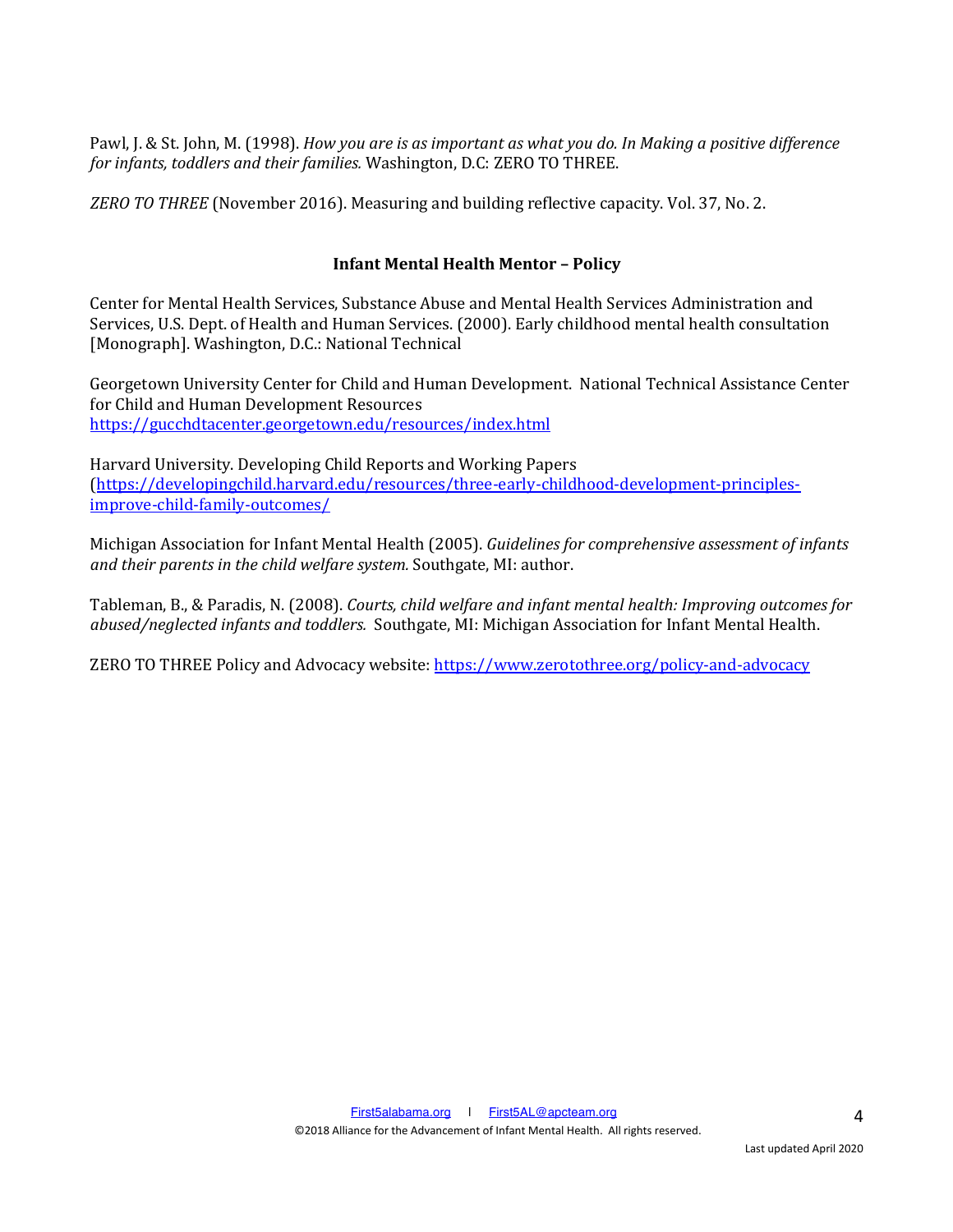Pawl, J. & St. John, M. (1998). *How you are is as important as what you do. In Making a positive difference for infants, toddlers and their families.* Washington, D.C: ZERO TO THREE.

*ZERO TO THREE* (November 2016). Measuring and building reflective capacity. Vol. 37, No. 2.

## Infant Mental Health Mentor – Policy

Center for Mental Health Services, Substance Abuse and Mental Health Services Administration and Services, U.S. Dept. of Health and Human Services. (2000). Early childhood mental health consultation [Monograph]. Washington, D.C.: National Technical

Georgetown University Center for Child and Human Development. National Technical Assistance Center for Child and Human Development Resources
https://gucchdtacenter.georgetown.edu/resources/index.html

Harvard University. Developing Child Reports and Working Papers
(https://developingchild.harvard.edu/resources/three-early-childhood-development-principles-improve-child-family-outcomes/

Michigan Association for Infant Mental Health (2005). *Guidelines for comprehensive assessment of infants and their parents in the child welfare system.* Southgate, MI: author.

Tableman, B., & Paradis, N. (2008). *Courts, child welfare and infant mental health: Improving outcomes for abused/neglected infants and toddlers.* Southgate, MI: Michigan Association for Infant Mental Health.

ZERO TO THREE Policy and Advocacy website: https://www.zerotothree.org/policy-and-advocacy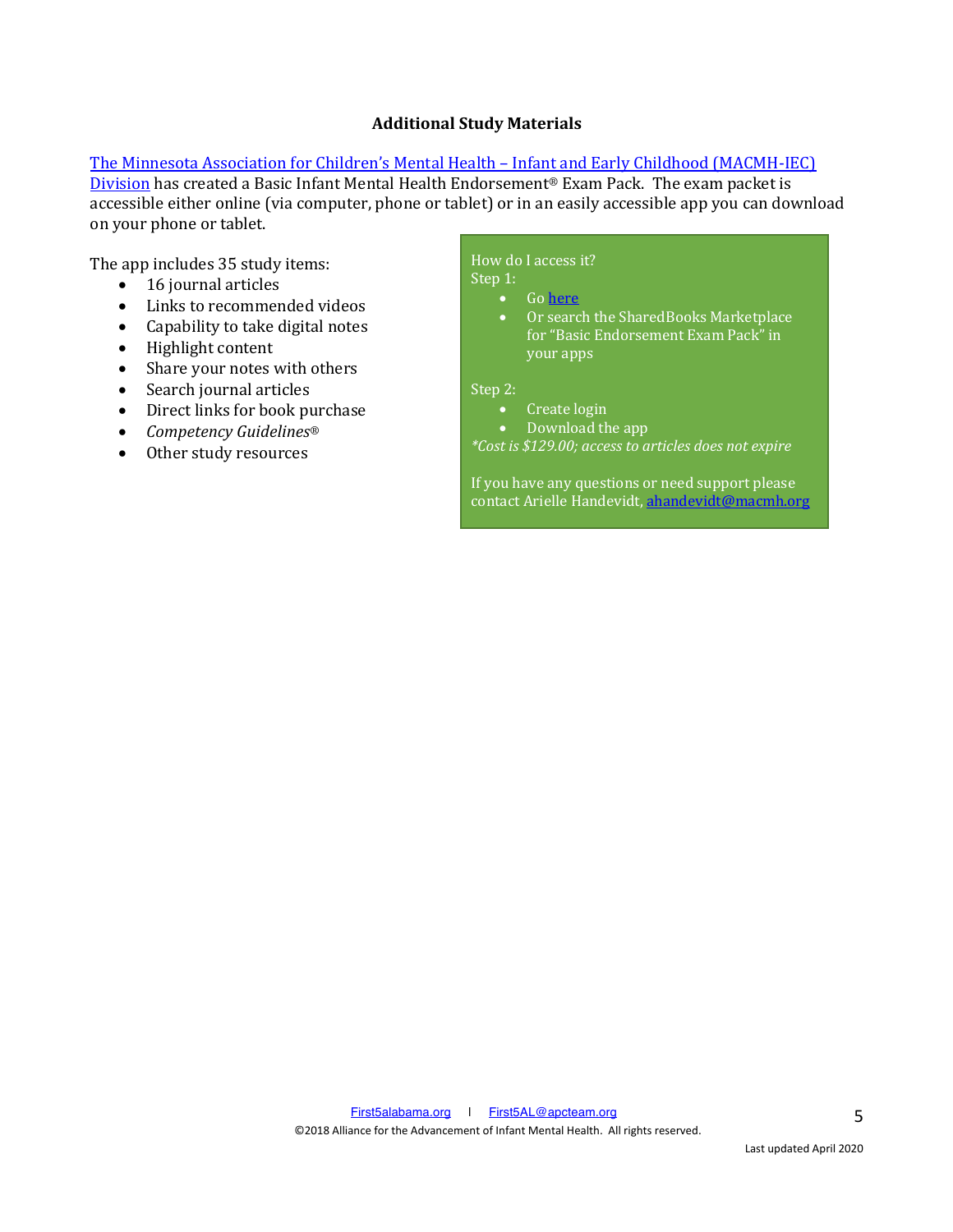## Additional Study Materials

[The Minnesota Association for Children's Mental Health – Infant and Early Childhood (MACMH-IEC) Division] has created a Basic Infant Mental Health Endorsement® Exam Pack. The exam packet is accessible either online (via computer, phone or tablet) or in an easily accessible app you can download on your phone or tablet.

The app includes 35 study items:

- 16 journal articles
- Links to recommended videos
- Capability to take digital notes
- Highlight content
- Share your notes with others
- Search journal articles
- Direct links for book purchase
- *Competency Guidelines®*
- Other study resources

How do I access it?

Step 1:

- Go here
- Or search the SharedBooks Marketplace for "Basic Endorsement Exam Pack" in your apps

Step 2:

- Create login
- Download the app

*\*Cost is $129.00; access to articles does not expire*

If you have any questions or need support please contact Arielle Handevidt, ahandevidt@macmh.org

First5alabama.org | First5AL@apcteam.org

©2018 Alliance for the Advancement of Infant Mental Health. All rights reserved.

Last updated April 2020